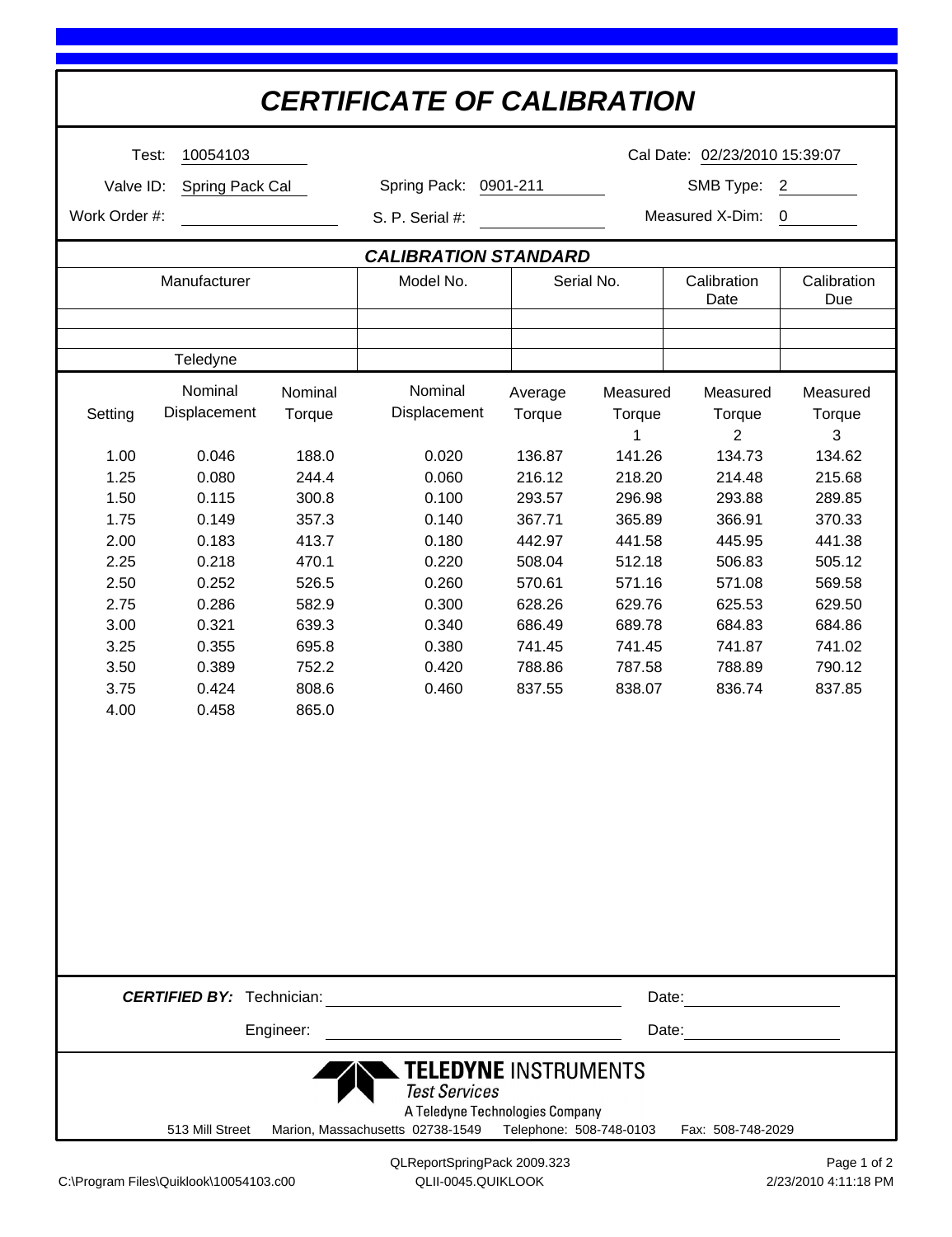# CERTIFICATE OF CALIBRATION

Test: 10054103

Cal Date: 02/23/2010 15:39:07

Valve ID: Spring Pack Cal

Spring Pack: 0901-211

SMB Type: 2

Work Order #:

S. P. Serial #:

Measured X-Dim: 0

## CALIBRATION STANDARD

| Manufacturer | Model No. | Serial No. | Calibration Date | Calibration Due |
|---|---|---|---|---|
| | | | | |
| | | | | |
| Teledyne | | | | |

| Setting | Nominal Displacement | Nominal Torque | Nominal Displacement | Average Torque | Measured Torque 1 | Measured Torque 2 | Measured Torque 3 |
|---|---|---|---|---|---|---|---|
| 1.00 | 0.046 | 188.0 | 0.020 | 136.87 | 141.26 | 134.73 | 134.62 |
| 1.25 | 0.080 | 244.4 | 0.060 | 216.12 | 218.20 | 214.48 | 215.68 |
| 1.50 | 0.115 | 300.8 | 0.100 | 293.57 | 296.98 | 293.88 | 289.85 |
| 1.75 | 0.149 | 357.3 | 0.140 | 367.71 | 365.89 | 366.91 | 370.33 |
| 2.00 | 0.183 | 413.7 | 0.180 | 442.97 | 441.58 | 445.95 | 441.38 |
| 2.25 | 0.218 | 470.1 | 0.220 | 508.04 | 512.18 | 506.83 | 505.12 |
| 2.50 | 0.252 | 526.5 | 0.260 | 570.61 | 571.16 | 571.08 | 569.58 |
| 2.75 | 0.286 | 582.9 | 0.300 | 628.26 | 629.76 | 625.53 | 629.50 |
| 3.00 | 0.321 | 639.3 | 0.340 | 686.49 | 689.78 | 684.83 | 684.86 |
| 3.25 | 0.355 | 695.8 | 0.380 | 741.45 | 741.45 | 741.87 | 741.02 |
| 3.50 | 0.389 | 752.2 | 0.420 | 788.86 | 787.58 | 788.89 | 790.12 |
| 3.75 | 0.424 | 808.6 | 0.460 | 837.55 | 838.07 | 836.74 | 837.85 |
| 4.00 | 0.458 | 865.0 | | | | | |

***CERTIFIED BY:*** Technician: \_\_\_\_\_\_\_\_\_\_\_\_\_\_\_\_\_\_\_\_ Date: \_\_\_\_\_\_\_\_\_\_

Engineer: \_\_\_\_\_\_\_\_\_\_\_\_\_\_\_\_\_\_\_\_ Date: \_\_\_\_\_\_\_\_\_\_

**TELEDYNE** INSTRUMENTS
*Test Services*
A Teledyne Technologies Company

513 Mill Street Marion, Massachusetts 02738-1549 Telephone: 508-748-0103 Fax: 508-748-2029

QLReportSpringPack 2009.323

C:\Program Files\Quiklook\10054103.c00 QLII-0045.QUIKLOOK 2/23/2010 4:11:18 PM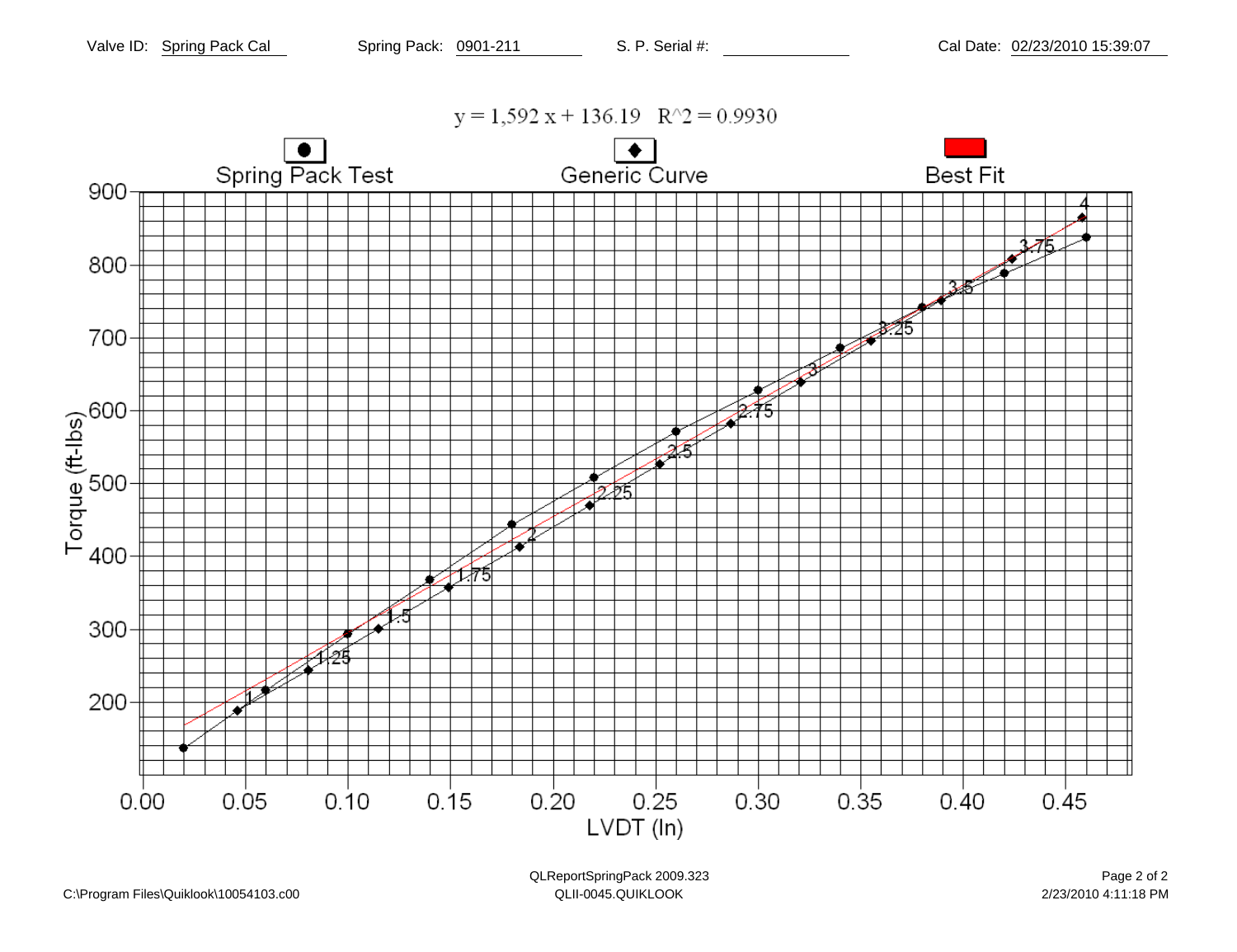Valve ID: Spring Pack Cal   Spring Pack: 0901-211   S. P. Serial #: ____________   Cal Date: 02/23/2010 15:39:07

$y = 1{,}592\,x + 136.19 \quad R^2 = 0.9930$

Spring Pack Test

Generic Curve

Best Fit

Torque (ft-lbs)

900
800
700
600
500
400
300
200

LVDT (In)

0.00
0.05
0.10
0.15
0.20
0.25
0.30
0.35
0.40
0.45

1
1.25
1.5
1.75
2
2.25
2.5
2.75
3
3.25
3.5
3.75
4

C:\Program Files\Quiklook\10054103.c00

QLReportSpringPack 2009.323

QLII-0045.QUIKLOOK

2/23/2010 4:11:18 PM